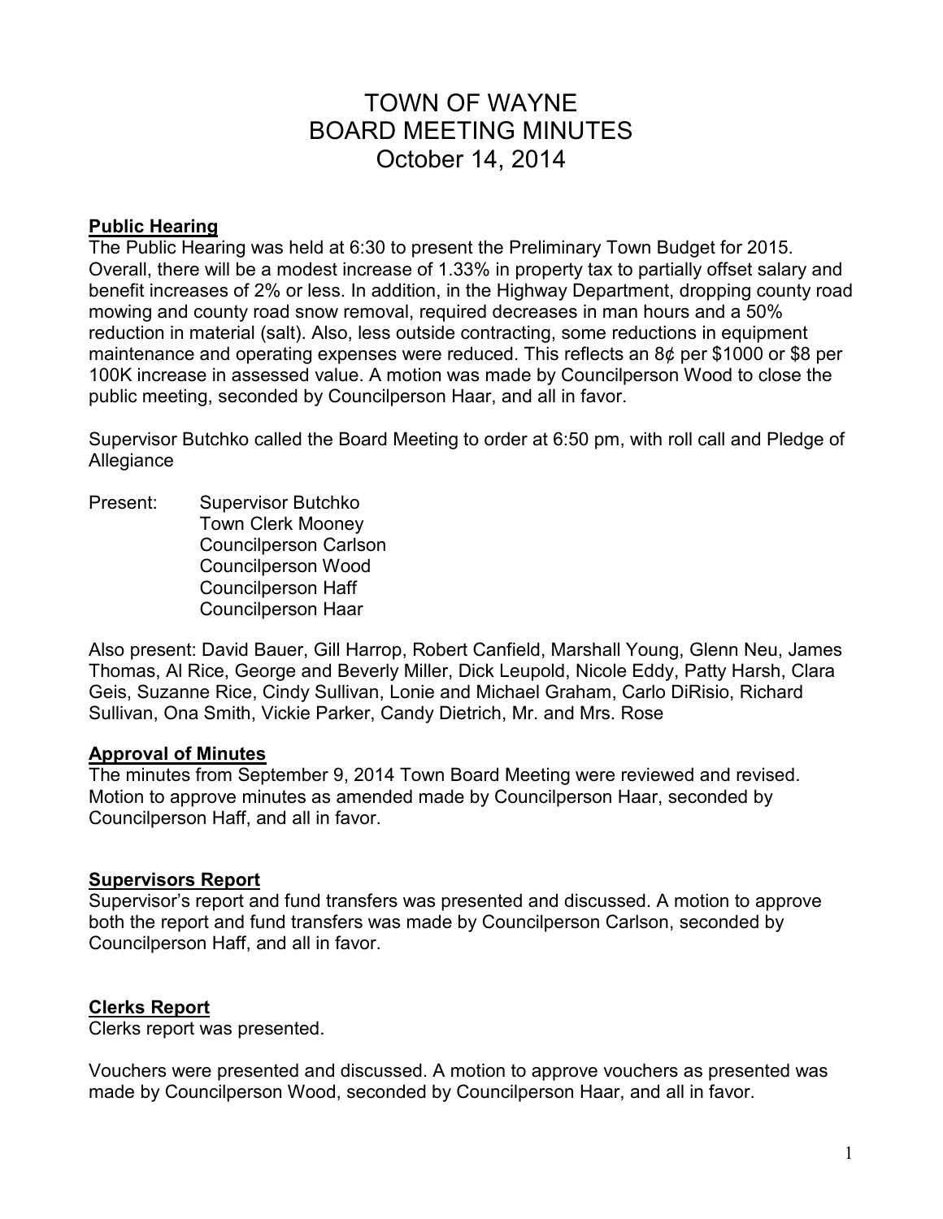# TOWN OF WAYNE
# BOARD MEETING MINUTES
# October 14, 2014

**Public Hearing**

The Public Hearing was held at 6:30 to present the Preliminary Town Budget for 2015. Overall, there will be a modest increase of 1.33% in property tax to partially offset salary and benefit increases of 2% or less. In addition, in the Highway Department, dropping county road mowing and county road snow removal, required decreases in man hours and a 50% reduction in material (salt). Also, less outside contracting, some reductions in equipment maintenance and operating expenses were reduced. This reflects an 8¢ per $1000 or $8 per 100K increase in assessed value. A motion was made by Councilperson Wood to close the public meeting, seconded by Councilperson Haar, and all in favor.

Supervisor Butchko called the Board Meeting to order at 6:50 pm, with roll call and Pledge of Allegiance

Present:
- Supervisor Butchko
- Town Clerk Mooney
- Councilperson Carlson
- Councilperson Wood
- Councilperson Haff
- Councilperson Haar

Also present: David Bauer, Gill Harrop, Robert Canfield, Marshall Young, Glenn Neu, James Thomas, Al Rice, George and Beverly Miller, Dick Leupold, Nicole Eddy, Patty Harsh, Clara Geis, Suzanne Rice, Cindy Sullivan, Lonie and Michael Graham, Carlo DiRisio, Richard Sullivan, Ona Smith, Vickie Parker, Candy Dietrich, Mr. and Mrs. Rose

**Approval of Minutes**

The minutes from September 9, 2014 Town Board Meeting were reviewed and revised. Motion to approve minutes as amended made by Councilperson Haar, seconded by Councilperson Haff, and all in favor.

**Supervisors Report**

Supervisor's report and fund transfers was presented and discussed. A motion to approve both the report and fund transfers was made by Councilperson Carlson, seconded by Councilperson Haff, and all in favor.

**Clerks Report**

Clerks report was presented.

Vouchers were presented and discussed. A motion to approve vouchers as presented was made by Councilperson Wood, seconded by Councilperson Haar, and all in favor.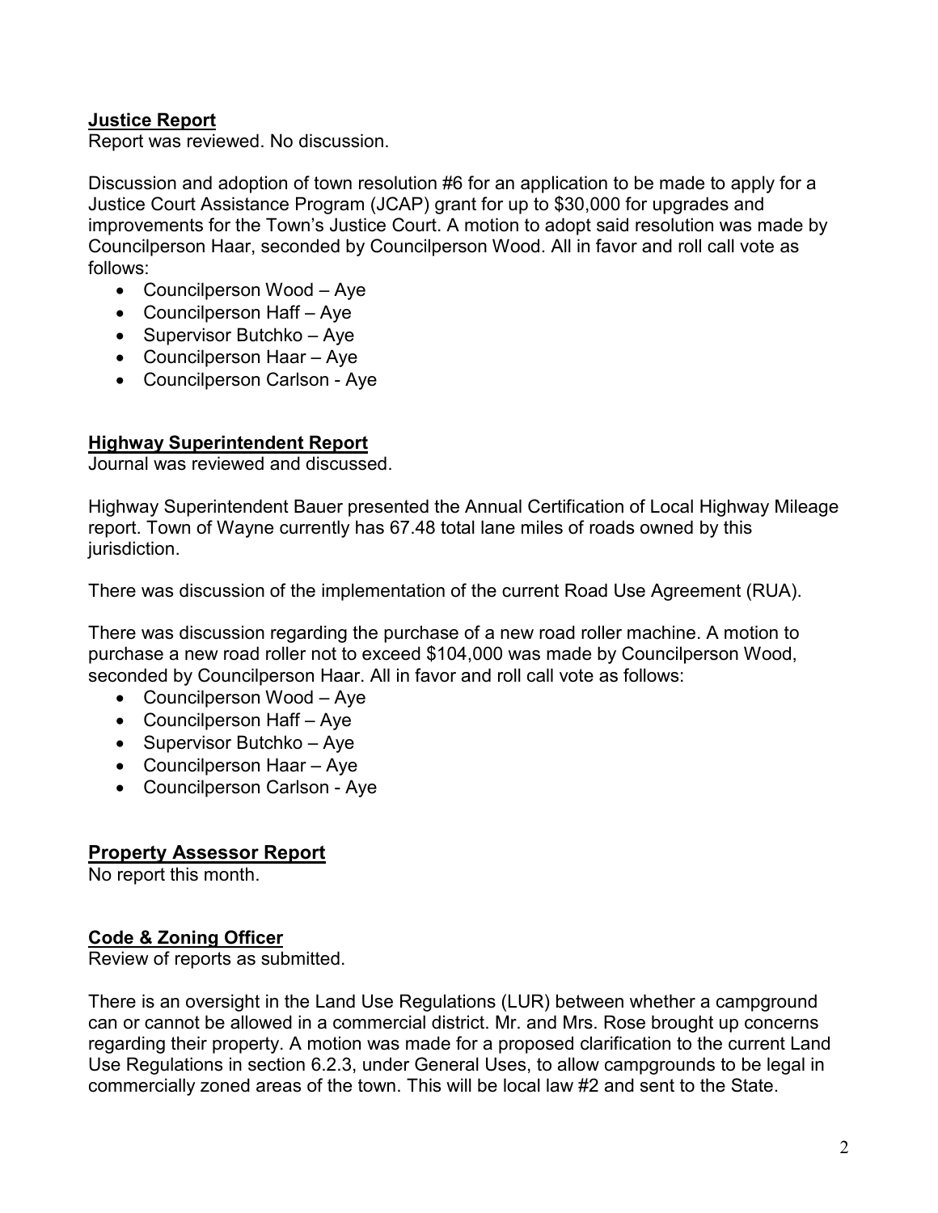## Justice Report

Report was reviewed. No discussion.

Discussion and adoption of town resolution #6 for an application to be made to apply for a Justice Court Assistance Program (JCAP) grant for up to $30,000 for upgrades and improvements for the Town's Justice Court. A motion to adopt said resolution was made by Councilperson Haar, seconded by Councilperson Wood. All in favor and roll call vote as follows:

- Councilperson Wood – Aye
- Councilperson Haff – Aye
- Supervisor Butchko – Aye
- Councilperson Haar – Aye
- Councilperson Carlson - Aye

## Highway Superintendent Report

Journal was reviewed and discussed.

Highway Superintendent Bauer presented the Annual Certification of Local Highway Mileage report. Town of Wayne currently has 67.48 total lane miles of roads owned by this jurisdiction.

There was discussion of the implementation of the current Road Use Agreement (RUA).

There was discussion regarding the purchase of a new road roller machine. A motion to purchase a new road roller not to exceed $104,000 was made by Councilperson Wood, seconded by Councilperson Haar. All in favor and roll call vote as follows:

- Councilperson Wood – Aye
- Councilperson Haff – Aye
- Supervisor Butchko – Aye
- Councilperson Haar – Aye
- Councilperson Carlson - Aye

## Property Assessor Report

No report this month.

## Code & Zoning Officer

Review of reports as submitted.

There is an oversight in the Land Use Regulations (LUR) between whether a campground can or cannot be allowed in a commercial district. Mr. and Mrs. Rose brought up concerns regarding their property. A motion was made for a proposed clarification to the current Land Use Regulations in section 6.2.3, under General Uses, to allow campgrounds to be legal in commercially zoned areas of the town. This will be local law #2 and sent to the State.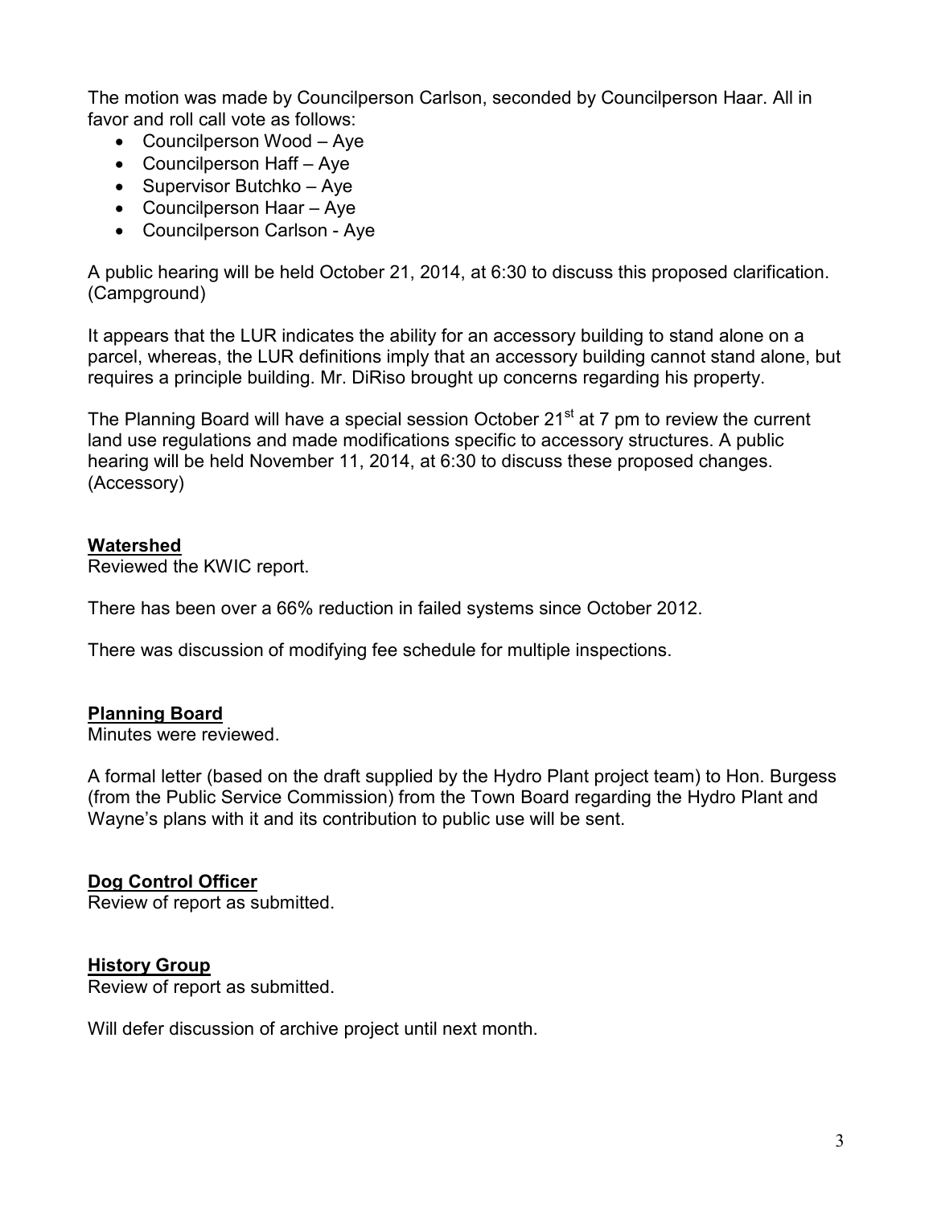The motion was made by Councilperson Carlson, seconded by Councilperson Haar. All in favor and roll call vote as follows:

- Councilperson Wood – Aye
- Councilperson Haff – Aye
- Supervisor Butchko – Aye
- Councilperson Haar – Aye
- Councilperson Carlson - Aye

A public hearing will be held October 21, 2014, at 6:30 to discuss this proposed clarification. (Campground)

It appears that the LUR indicates the ability for an accessory building to stand alone on a parcel, whereas, the LUR definitions imply that an accessory building cannot stand alone, but requires a principle building. Mr. DiRiso brought up concerns regarding his property.

The Planning Board will have a special session October 21st at 7 pm to review the current land use regulations and made modifications specific to accessory structures. A public hearing will be held November 11, 2014, at 6:30 to discuss these proposed changes. (Accessory)

**Watershed**

Reviewed the KWIC report.

There has been over a 66% reduction in failed systems since October 2012.

There was discussion of modifying fee schedule for multiple inspections.

**Planning Board**

Minutes were reviewed.

A formal letter (based on the draft supplied by the Hydro Plant project team) to Hon. Burgess (from the Public Service Commission) from the Town Board regarding the Hydro Plant and Wayne's plans with it and its contribution to public use will be sent.

**Dog Control Officer**

Review of report as submitted.

**History Group**

Review of report as submitted.

Will defer discussion of archive project until next month.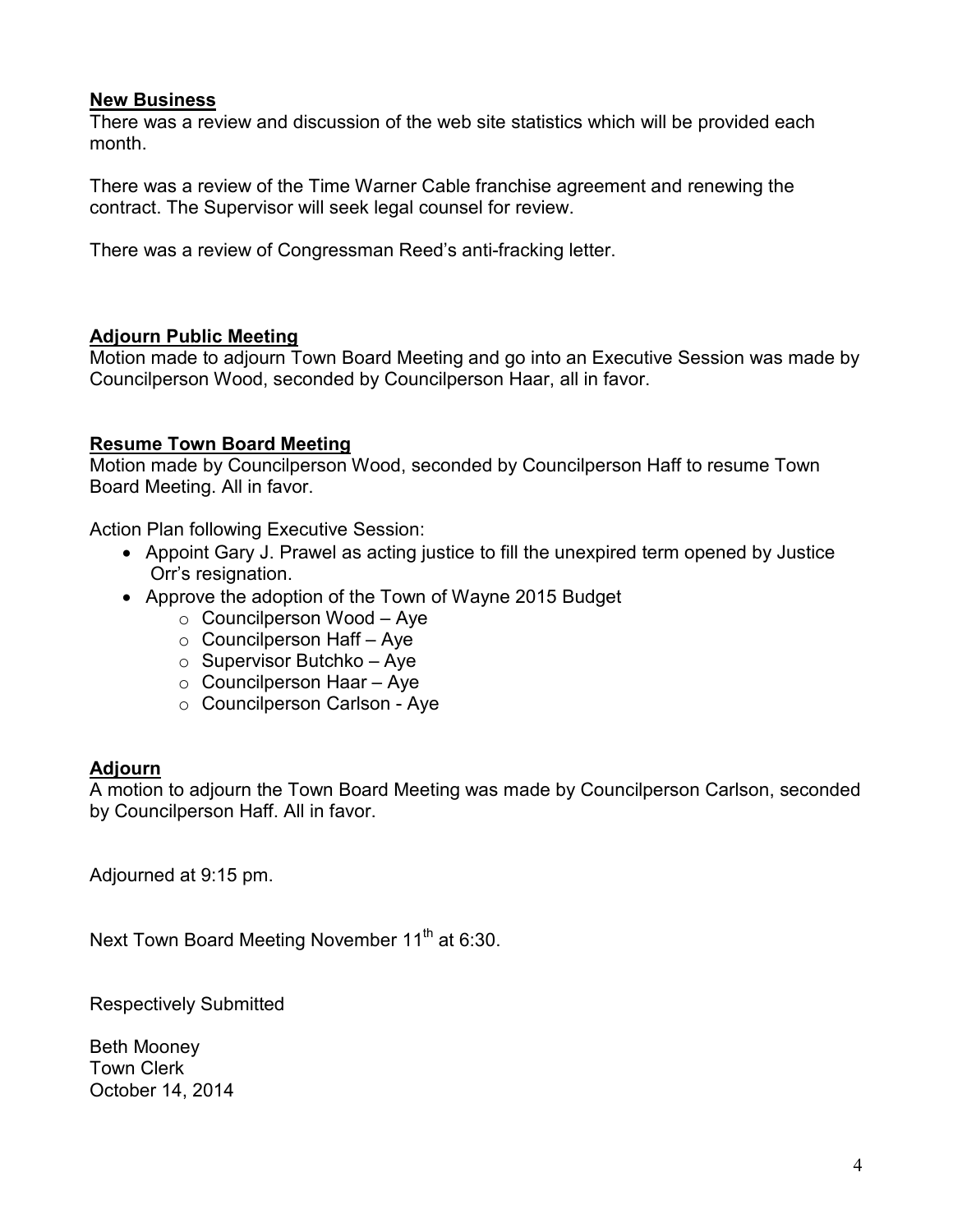**New Business**

There was a review and discussion of the web site statistics which will be provided each month.

There was a review of the Time Warner Cable franchise agreement and renewing the contract. The Supervisor will seek legal counsel for review.

There was a review of Congressman Reed's anti-fracking letter.

**Adjourn Public Meeting**

Motion made to adjourn Town Board Meeting and go into an Executive Session was made by Councilperson Wood, seconded by Councilperson Haar, all in favor.

**Resume Town Board Meeting**

Motion made by Councilperson Wood, seconded by Councilperson Haff to resume Town Board Meeting. All in favor.

Action Plan following Executive Session:

- Appoint Gary J. Prawel as acting justice to fill the unexpired term opened by Justice Orr's resignation.
- Approve the adoption of the Town of Wayne 2015 Budget
  - Councilperson Wood – Aye
  - Councilperson Haff – Aye
  - Supervisor Butchko – Aye
  - Councilperson Haar – Aye
  - Councilperson Carlson - Aye

**Adjourn**

A motion to adjourn the Town Board Meeting was made by Councilperson Carlson, seconded by Councilperson Haff. All in favor.

Adjourned at 9:15 pm.

Next Town Board Meeting November 11th at 6:30.

Respectively Submitted

Beth Mooney
Town Clerk
October 14, 2014